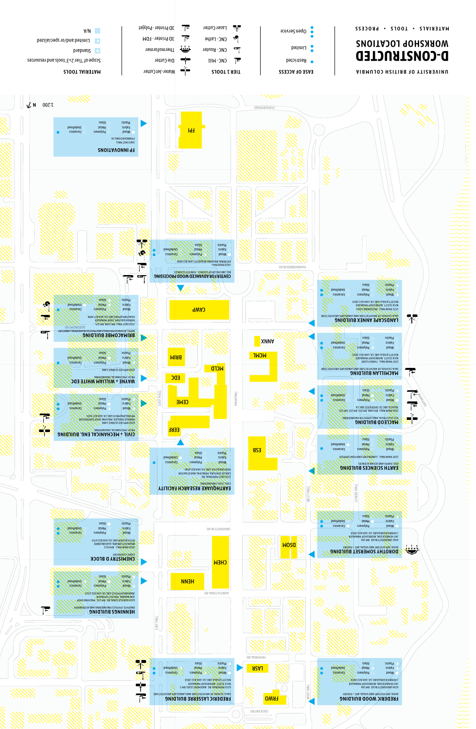# D-CONSTRUCTED WORKSHOP LOCATIONS

UNIVERSITY OF BRITISH COLUMBIA

MATERIALS • TOOLS • PROCESS

## EASE OF ACCESS

- Open service
- Limited
- Restricted

## TIER 1 TOOLS

- Laser Cutter
- CNC - Lathe
- CNC - Router
- CNC - Mill
- 3D Printer - Polyjet
- 3D Printer - FDM
- Thermoformer
- Die Cutter
- Water-Jet Cutter

## MATERIAL TOOLS

- Scope of Tier 2+3 tools and resources
- Standard
- Limited and/or specialized
- N/A

1:200 N

## FP INNOVATIONS

2665 EAST MALL
FPINNOVATIONS.CA

Wood, Fabric, Plastic, Polymers, Metal, Glass, Ceramics, Undefined

## CENTER FOR ADVANCED WOOD PROCESSING

UBC FACULTY OF FORESTRY
EXTERNAL BOOKING REQUESTS | 604 822 2002

Wood, Fabric, Plastic, Polymers, Metal, Glass, Ceramics, Undefined

## BRIMACOMBE BUILDING

APPLIED SCIENCE | ENGINEERING
2355 EAST MALL

Wood, Fabric, Plastic, Polymers, Metal, Glass, Ceramics, Undefined

## WAYNE + WILLIAM WHITE EDC

FACULTY OF APPLIED SCIENCE
6250 APPLIED SCIENCE LANE

Wood, Fabric, Plastic, Polymers, Metal, Glass, Ceramics, Undefined

## CIVIL + MECHANICAL ENG. BUILDING

MECH | MECHANICAL ENGINEERING
6250 APPLIED SCIENCE LANE

Wood, Fabric, Plastic, Polymers, Metal, Glass, Ceramics, Undefined

## EARTHQUAKE RESEARCH FACILITY

CIVIL | CIVIL ENGINEERING
2235 EAST MALL

Wood, Fabric, Plastic, Polymers, Metal, Glass, Ceramics, Undefined

## CHEMISTRY D BLOCK

CHEM | CHEMISTRY
2036 MAIN MALL

Wood, Fabric, Plastic, Polymers, Metal, Glass, Ceramics, Undefined

## HENNINGS BUILDING

PHYSICS AND ASTRONOMY
6224 AGRICULTURAL RD

Wood, Fabric, Plastic, Polymers, Metal, Glass, Ceramics, Undefined

## FREDERIC LASSERRE BUILDING

SALA | SCHOOL OF ARCHITECTURE AND LANDSCAPE ARCHITECTURE
6333 MEMORIAL RD

Wood, Fabric, Plastic, Polymers, Metal, Glass, Ceramics, Undefined

## LANDSCAPE ANNEX BUILDING

SALA | SCHOOL OF ARCHITECTURE AND LANDSCAPE ARCHITECTURE
2357 MAIN MALL

Wood, Fabric, Plastic, Polymers, Metal, Glass, Ceramics, Undefined

## MACMILLAN BUILDING

SALA | SCHOOL OF ARCHITECTURE AND LANDSCAPE ARCHITECTURE
2357 MAIN MALL

Wood, Fabric, Plastic, Polymers, Metal, Glass, Ceramics, Undefined

## MACLEOD BUILDING

ECE | ELECTRICAL AND COMPUTER ENGINEERING
2356 MAIN MALL

Wood, Fabric, Plastic, Polymers, Metal, Glass, Ceramics, Undefined

## EARTH SCIENCES BUILDING

EOS | EARTH AND OCEAN SCIENCES
2207 MAIN MALL

Wood, Fabric, Plastic, Polymers, Metal, Glass, Ceramics, Undefined

## DOROTHY SOMERSET BUILDING

AHVA | ART HISTORY AND VISUAL ART + THEORY
6361 UNIVERSITY BLVD

Wood, Fabric, Plastic, Polymers, Metal, Glass, Ceramics, Undefined

## FREDERIC WOOD BUILDING

AHVA | ART HISTORY AND VISUAL ART + THEORY
6354 CRESCENT RD

Wood, Fabric, Plastic, Polymers, Metal, Glass, Ceramics, Undefined

FPI, CAWP, ANNX, MCML, BRIM, MCLD, EDC, CEME, EERF, ESB, DSOM, CHEM, HENN, LASR, FRWO

STADIUM ROAD, THUNDERBIRD BLVD, EAST MALL, MAIN MALL, WEST MALL, LOWER MALL, UNIVERSITY BLVD, AGRICULTURAL RD, MEMORIAL RD, CRESCENT RD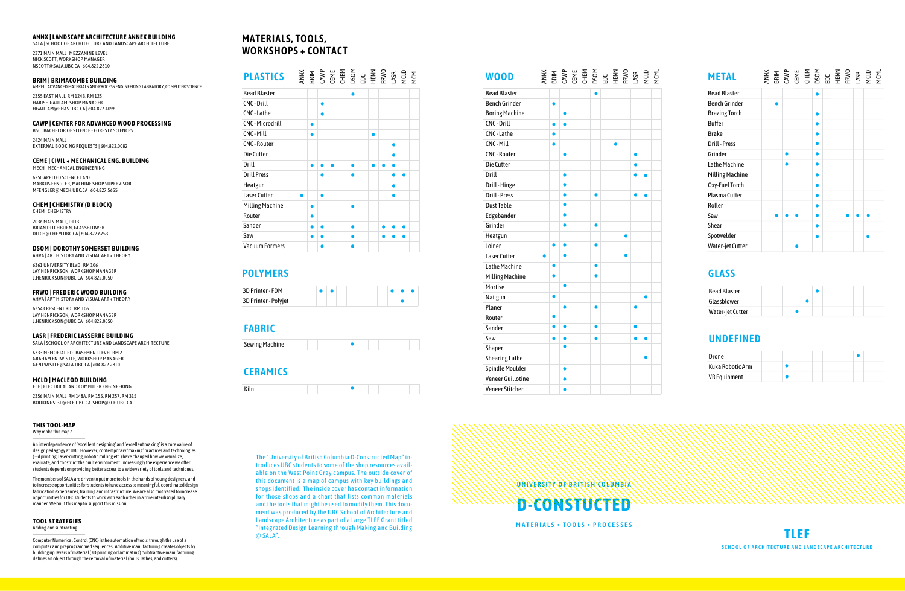### ANNX | LANDSCAPE ARCHITECTURE ANNEX BUILDING
SALA | SCHOOL OF ARCHITECTURE AND LANDSCAPE ARCHITECTURE

2371 MAIN MALL MEZZANINE LEVEL
NICK SCOTT, WORKSHOP MANAGER
NSCOTT@SALA.UBC.CA | 604.822.2810

### BRIM | BRIMACOMBE BUILDING
AMPEL | ADVANCED MATERIALS AND PROCESS ENGINEERING LABRATORY, COMPUTER SCIENCE

2355 EAST MALL RM 124B, RM 125
HARISH GAUTAM, SHOP MANAGER
HGAUTAM@PHAS.UBC.CA | 604.827.4096

### CAWP | CENTER FOR ADVANCED WOOD PROCESSING
BSC | BACHELOR OF SCIENCE - FORESTY SCIENCES

2424 MAIN MALL
EXTERNAL BOOKING REQUESTS | 604.822.0082

### CEME | CIVIL + MECHANICAL ENG. BUILDING
MECH | MECHANICAL ENGINEERING

6250 APPLIED SCIENCE LANE
MARKUS FENGLER, MACHINE SHOP SUPERVISOR
MFENGLER@MECH.UBC.CA | 604.827.5655

### CHEM | CHEMISTRY (D BLOCK)
CHEM | CHEMISTRY

2036 MAIN MALL, D113
BRIAN DITCHBURN, GLASSBLOWER
DITCH@CHEM.UBC.CA | 604.822.6753

### DSOM | DOROTHY SOMERSET BUILDING
AHVA | ART HISTORY AND VISUAL ART + THEORY

6361 UNIVERSITY BLVD RM 106
JAY HENRICKSON, WORKSHOP MANAGER
J.HENRICKSON@UBC.CA | 604.822.0050

### FRWO | FREDERIC WOOD BUILDING
AHVA | ART HISTORY AND VISUAL ART + THEORY

6354 CRESCENT RD RM 106
JAY HENRICKSON, WORKSHOP MANAGER
J.HENRICKSON@UBC.CA | 604.822.0050

### LASR | FREDERIC LASSERRE BUILDING
SALA | SCHOOL OF ARCHITECTURE AND LANDSCAPE ARCHITECTURE

6333 MEMORIAL RD BASEMENT LEVEL RM 2
GRAHAM ENTWISTLE, WORKSHOP MANAGER
GENTWISTLE@SALA.UBC.CA | 604.822.2810

### MCLD | MACLEOD BUILDING
ECE | ELECTRICAL AND COMPUTER ENGINEERING

2356 MAIN MALL RM 148A, RM 155, RM 257, RM 315
BOOKINGS: 3D@ECE.UBC.CA SHOP@ECE.UBC.CA

### THIS TOOL-MAP
Why make this map?

An interdependence of 'excellent designing' and 'excellent making' is a core value of design pedagogy at UBC. However, contemporary 'making' practices and technologies (3-d printing, laser-cutting, robotic milling etc.) have changed how we visualize, evaluate, and construct the built environment. Increasingly the experience we offer students depends on providing better access to a wide variety of tools and techniques.

The members of SALA are driven to put more tools in the hands of young designers, and to increase opportunities for students to have access to meaningful, coordinated design fabrication experiences, training and infrastructure. We are also motivated to increase opportunities for UBC students to work with each other in a true interdisciplinary manner. We built this map to support this mission.

### TOOL STRATEGIES
Adding and subtracting

Computer Numerical Control (CNC) is the automation of tools through the use of a computer and preprogrammed sequences. Additive manufacturing creates objects by building up layers of material (3D printing or laminating). Subtractive manufacturing defines an object through the removal of material (mills, lathes, and cutters).

# MATERIALS, TOOLS, WORKSHOPS + CONTACT

## PLASTICS

| | ANNX | BRIM | CAWP | CEME | CHEM | DSOM | EDC | HENN | FRWO | LASR | MCLD | MCML |
|---|---|---|---|---|---|---|---|---|---|---|---|---|
| Bead Blaster | | | | | | ● | | | | | | |
| CNC - Drill | | | ● | | | | | | | | | |
| CNC - Lathe | | | ● | | | | | | | | | |
| CNC - Microdrill | | ● | | | | | | | | | | |
| CNC - Mill | | ● | | | | | | ● | | | | |
| CNC - Router | | | | | | | | | | ● | | |
| Die Cutter | | | | | | | | | | ● | | |
| Drill | | ● | ● | ● | | ● | | ● | ● | ● | | |
| Drill Press | | | ● | | | ● | | | | ● | ● | |
| Heatgun | | | | | | | | | | ● | | |
| Laser Cutter | ● | | ● | | | | | | | ● | | |
| Milling Machine | | ● | | | | ● | | | | | | |
| Router | | ● | | | | | | | | | | |
| Sander | | ● | ● | | | ● | | | ● | ● | ● | |
| Saw | | ● | ● | | | ● | | | ● | ● | ● | |
| Vacuum Formers | | | ● | | | ● | | | | | | |

## POLYMERS

| | ANNX | BRIM | CAWP | CEME | CHEM | DSOM | EDC | HENN | FRWO | LASR | MCLD | MCML |
|---|---|---|---|---|---|---|---|---|---|---|---|---|
| 3D Printer - FDM | | | ● | ● | | | | | | ● | ● | ● |
| 3D Printer - Polyjet | | | | | | | | | | | ● | |

## FABRIC

| | ANNX | BRIM | CAWP | CEME | CHEM | DSOM | EDC | HENN | FRWO | LASR | MCLD | MCML |
|---|---|---|---|---|---|---|---|---|---|---|---|---|
| Sewing Machine | | | | | | ● | | | | | | |

## CERAMICS

| | ANNX | BRIM | CAWP | CEME | CHEM | DSOM | EDC | HENN | FRWO | LASR | MCLD | MCML |
|---|---|---|---|---|---|---|---|---|---|---|---|---|
| Kiln | | | | | | ● | | | | | | |

## WOOD

| | ANNX | BRIM | CAWP | CEME | CHEM | DSOM | EDC | HENN | FRWO | LASR | MCLD | MCML |
|---|---|---|---|---|---|---|---|---|---|---|---|---|
| Bead Blaster | | | | | | ● | | | | | | |
| Bench Grinder | | ● | | | | | | | | | | |
| Boring Machine | | | ● | | | | | | | | | |
| CNC - Drill | | ● | ● | | | | | | | | | |
| CNC - Lathe | | ● | | | | | | | | | | |
| CNC - Mill | | ● | | | | | | ● | | | | |
| CNC - Router | | | ● | | | | | | | ● | | |
| Die Cutter | | | | | | | | | | ● | | |
| Drill | | | ● | | | | | | | ● | ● | |
| Drill - Hinge | | | ● | | | | | | | | | |
| Drill - Press | | | ● | | | ● | | | | ● | ● | |
| Dust Table | | | ● | | | | | | | | | |
| Edgebander | | | ● | | | | | | | | | |
| Grinder | | | ● | | | ● | | | | | | |
| Heatgun | | | | | | | | | ● | | | |
| Joiner | | ● | ● | | | ● | | | | | | |
| Laser Cutter | ● | | ● | | | | | | ● | | | |
| Lathe Machine | | ● | | | | ● | | | | | | |
| Milling Machine | | ● | | | | ● | | | | | | |
| Mortise | | | ● | | | | | | | | | |
| Nailgun | | ● | | | | | | | | | ● | |
| Planer | | | ● | | | ● | | | | ● | | |
| Router | | ● | | | | | | | | | | |
| Sander | | ● | ● | | | ● | | | | ● | | |
| Saw | | ● | ● | | | ● | | | | ● | ● | |
| Shaper | | | ● | | | | | | | | | |
| Shearing Lathe | | | | | | | | | | | ● | |
| Spindle Moulder | | | ● | | | | | | | | | |
| Veneer Guillotine | | | ● | | | | | | | | | |
| Veneer Stitcher | | | ● | | | | | | | | | |

## METAL

| | ANNX | BRIM | CAWP | CEME | CHEM | DSOM | EDC | HENN | FRWO | LASR | MCLD | MCML |
|---|---|---|---|---|---|---|---|---|---|---|---|---|
| Bead Blaster | | | | | | ● | | | | | | |
| Bench Grinder | | ● | | | | | | | | | | |
| Brazing Torch | | | | | | ● | | | | | | |
| Buffer | | | | | | ● | | | | | | |
| Brake | | | | | | ● | | | | | | |
| Drill - Press | | | | | | ● | | | | | | |
| Grinder | | | ● | | | ● | | | | | | |
| Lathe Machine | | | ● | | | ● | | | | | | |
| Milling Machine | | | | | | ● | | | | | | |
| Oxy-Fuel Torch | | | | | | ● | | | | | | |
| Plasma Cutter | | | | | | ● | | | | | | |
| Roller | | | | | | ● | | | | | | |
| Saw | | ● | ● | ● | | ● | | | ● | ● | ● | |
| Shear | | | | | | ● | | | | | | |
| Spotwelder | | | | | | ● | | | | | ● | |
| Water-jet Cutter | | | | ● | | | | | | | | |

## GLASS

| | ANNX | BRIM | CAWP | CEME | CHEM | DSOM | EDC | HENN | FRWO | LASR | MCLD | MCML |
|---|---|---|---|---|---|---|---|---|---|---|---|---|
| Bead Blaster | | | | | | ● | | | | | | |
| Glassblower | | | | | ● | | | | | | | |
| Water-jet Cutter | | | | ● | | | | | | | | |

## UNDEFINED

| | ANNX | BRIM | CAWP | CEME | CHEM | DSOM | EDC | HENN | FRWO | LASR | MCLD | MCML |
|---|---|---|---|---|---|---|---|---|---|---|---|---|
| Drone | | | | | | | | | | ● | | |
| Kuka Robotic Arm | | | ● | | | | | | | | | |
| VR Equipment | | | ● | | | | | | | | | |

The "University of British Columbia D-Constructed Map" introduces UBC students to some of the shop resources available on the West Point Gray campus. The outside cover of this document is a map of campus with key buildings and shops identified. The inside cover has contact information for those shops and a chart that lists common materials and the tools that might be used to modify them. This document was produced by the UBC School of Architecture and Landscape Architecture as part of a Large TLEF Grant titled "Integrated Design Learning through Making and Building @ SALA".

UNIVERSITY OF BRITISH COLUMBIA

# D-CONSTUCTED

MATERIALS • TOOLS • PROCESSES

**TLEF**

SCHOOL OF ARCHITECTURE AND LANDSCAPE ARCHITECTURE